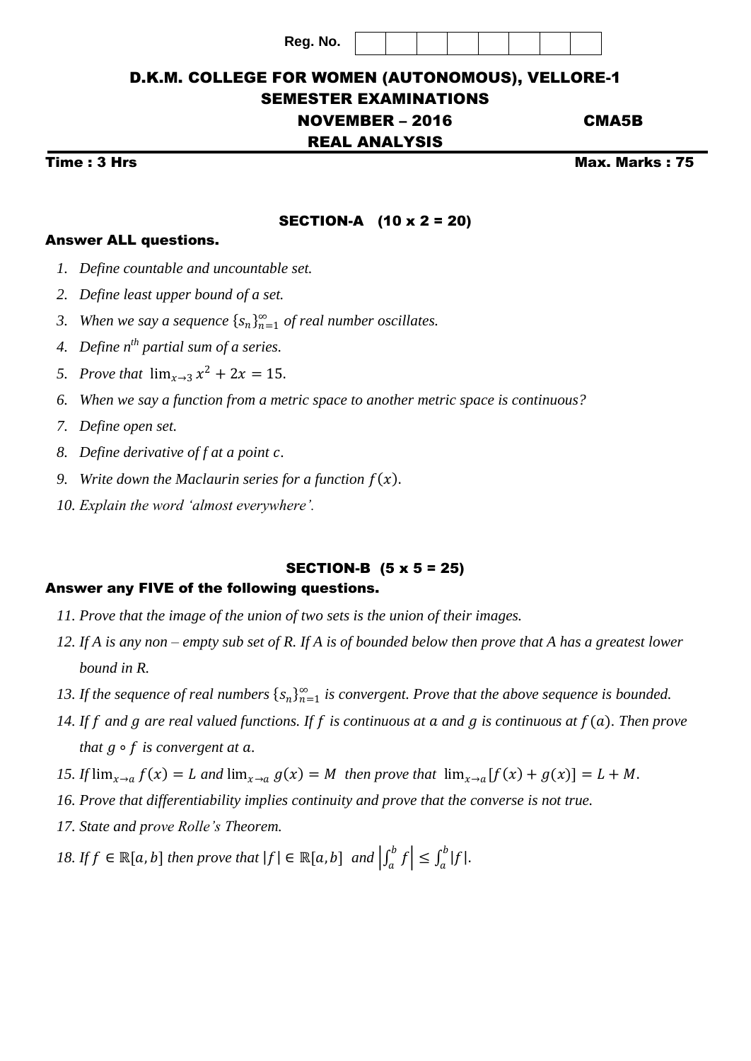Reg. No. | | | | | | | | |

# D.K.M. COLLEGE FOR WOMEN (AUTONOMOUS), VELLORE-1

## SEMESTER EXAMINATIONS

## NOVEMBER – 2016 CMA5B

## REAL ANALYSIS

**Time : 3 Hrs** **Max. Marks : 75**

### SECTION-A (10 x 2 = 20)

**Answer ALL questions.**

1. *Define countable and uncountable set.*
2. *Define least upper bound of a set.*
3. *When we say a sequence* $\{s_n\}_{n=1}^{\infty}$ *of real number oscillates.*
4. *Define n^th partial sum of a series.*
5. *Prove that* $\lim_{x\to 3} x^2 + 2x = 15$.
6. *When we say a function from a metric space to another metric space is continuous?*
7. *Define open set.*
8. *Define derivative of* $f$ *at a point* $c$.
9. *Write down the Maclaurin series for a function* $f(x)$.
10. *Explain the word 'almost everywhere'.*

### SECTION-B (5 x 5 = 25)

**Answer any FIVE of the following questions.**

11. *Prove that the image of the union of two sets is the union of their images.*
12. *If A is any non – empty sub set of R. If A is of bounded below then prove that A has a greatest lower bound in R.*
13. *If the sequence of real numbers* $\{s_n\}_{n=1}^{\infty}$ *is convergent. Prove that the above sequence is bounded.*
14. *If* $f$ *and* $g$ *are real valued functions. If* $f$ *is continuous at* $a$ *and* $g$ *is continuous at* $f(a)$. *Then prove that* $g \circ f$ *is convergent at* $a$.
15. *If* $\lim_{x\to a} f(x) = L$ *and* $\lim_{x\to a} g(x) = M$ *then prove that* $\lim_{x\to a}[f(x) + g(x)] = L + M$.
16. *Prove that differentiability implies continuity and prove that the converse is not true.*
17. *State and prove Rolle's Theorem.*
18. *If* $f \in \mathbb{R}[a, b]$ *then prove that* $|f| \in \mathbb{R}[a, b]$ *and* $\left|\int_a^b f\right| \leq \int_a^b |f|$.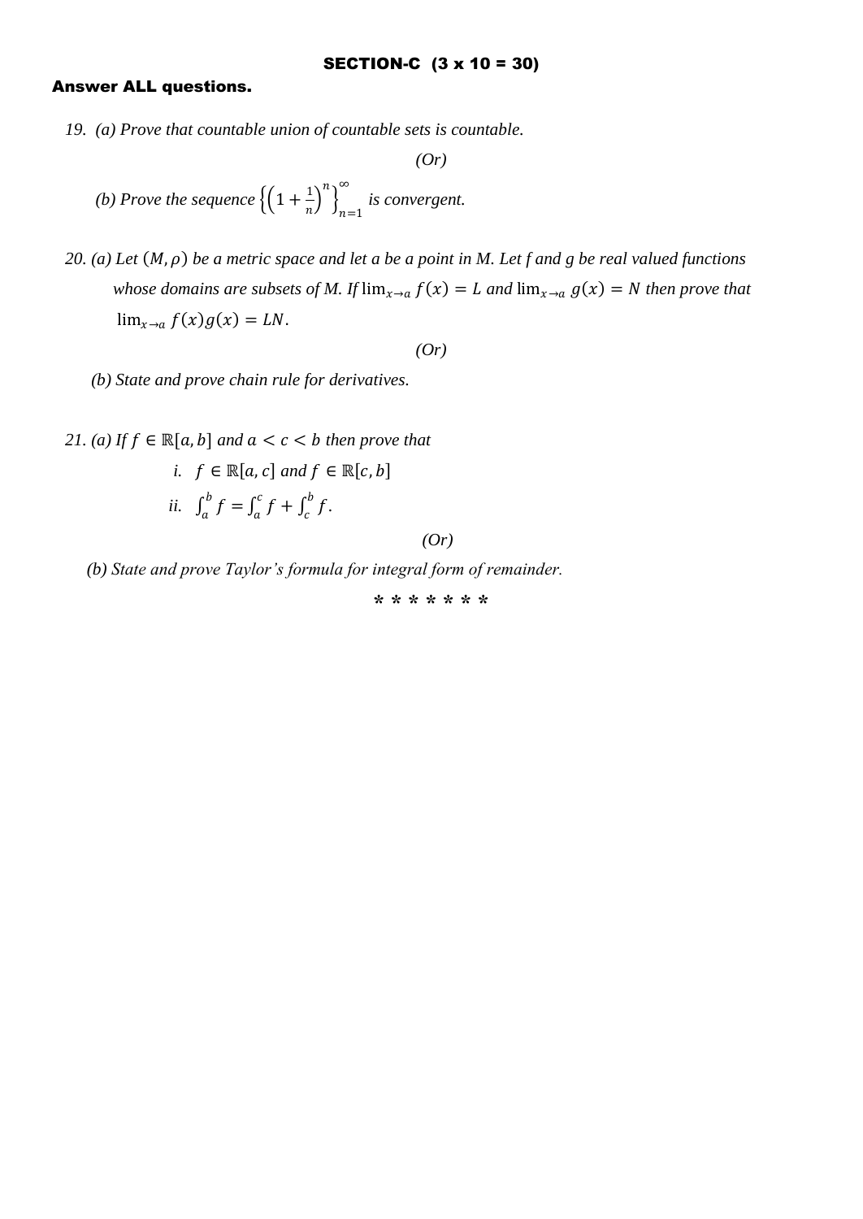## SECTION-C (3 x 10 = 30)

**Answer ALL questions.**

19. *(a) Prove that countable union of countable sets is countable.*

*(Or)*

*(b) Prove the sequence* $\left\{\left(1+\frac{1}{n}\right)^{n}\right\}_{n=1}^{\infty}$ *is convergent.*

20. *(a) Let* $(M, \rho)$ *be a metric space and let a be a point in M. Let f and g be real valued functions whose domains are subsets of M. If* $\lim_{x\to a} f(x) = L$ *and* $\lim_{x\to a} g(x) = N$ *then prove that* $\lim_{x\to a} f(x)g(x) = LN$.

*(Or)*

*(b) State and prove chain rule for derivatives.*

21. *(a) If* $f \in \mathbb{R}[a, b]$ *and* $a < c < b$ *then prove that*

   i. $f \in \mathbb{R}[a, c]$ *and* $f \in \mathbb{R}[c, b]$

   ii. $\int_a^b f = \int_a^c f + \int_c^b f$.

*(Or)*

*(b) State and prove Taylor's formula for integral form of remainder.*

* * * * * * *